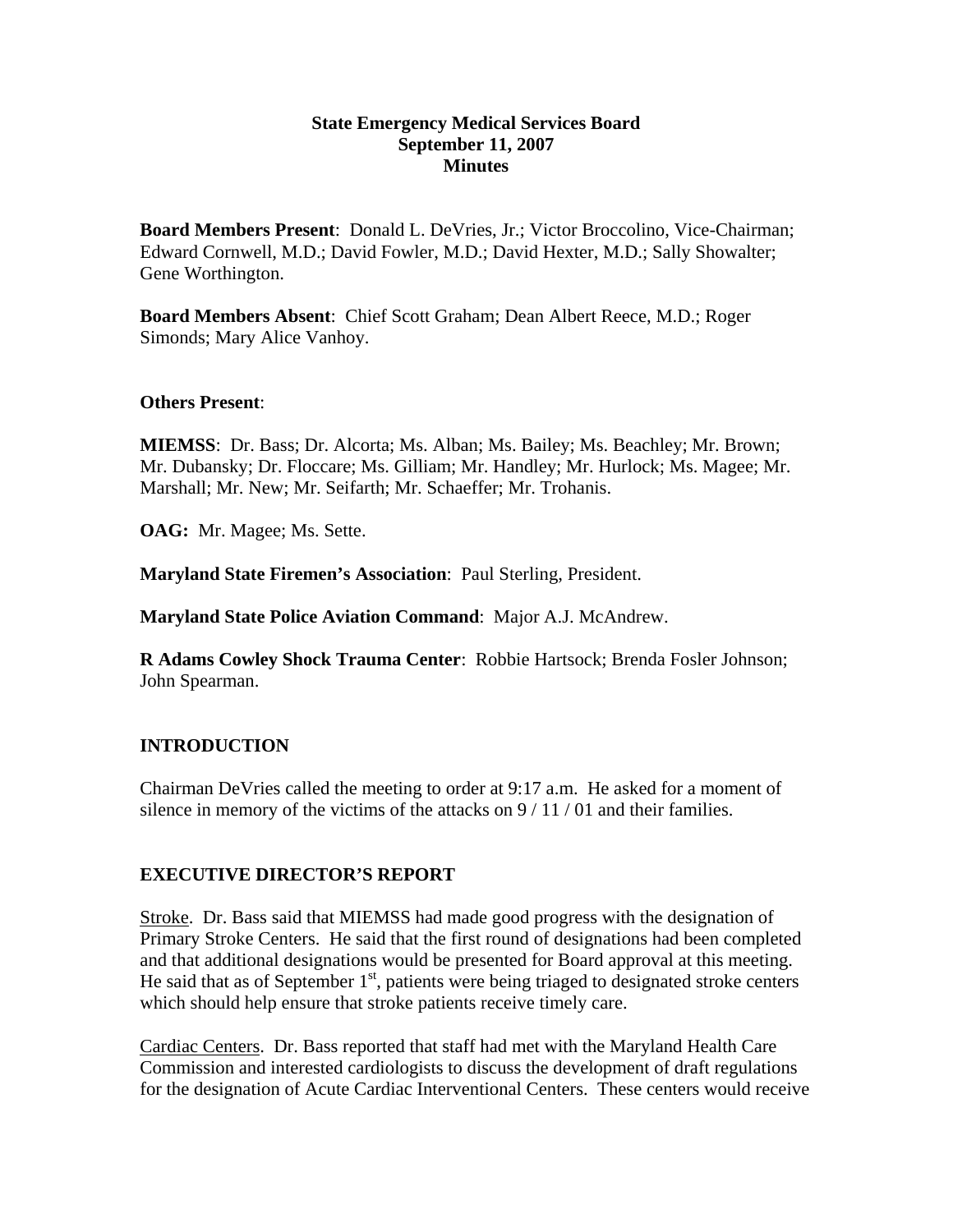**State Emergency Medical Services Board**
**September 11, 2007**
**Minutes**

**Board Members Present**: Donald L. DeVries, Jr.; Victor Broccolino, Vice-Chairman; Edward Cornwell, M.D.; David Fowler, M.D.; David Hexter, M.D.; Sally Showalter; Gene Worthington.

**Board Members Absent**: Chief Scott Graham; Dean Albert Reece, M.D.; Roger Simonds; Mary Alice Vanhoy.

**Others Present**:

**MIEMSS**: Dr. Bass; Dr. Alcorta; Ms. Alban; Ms. Bailey; Ms. Beachley; Mr. Brown; Mr. Dubansky; Dr. Floccare; Ms. Gilliam; Mr. Handley; Mr. Hurlock; Ms. Magee; Mr. Marshall; Mr. New; Mr. Seifarth; Mr. Schaeffer; Mr. Trohanis.

**OAG:** Mr. Magee; Ms. Sette.

**Maryland State Firemen's Association**: Paul Sterling, President.

**Maryland State Police Aviation Command**: Major A.J. McAndrew.

**R Adams Cowley Shock Trauma Center**: Robbie Hartsock; Brenda Fosler Johnson; John Spearman.

## INTRODUCTION

Chairman DeVries called the meeting to order at 9:17 a.m. He asked for a moment of silence in memory of the victims of the attacks on 9 / 11 / 01 and their families.

## EXECUTIVE DIRECTOR'S REPORT

Stroke. Dr. Bass said that MIEMSS had made good progress with the designation of Primary Stroke Centers. He said that the first round of designations had been completed and that additional designations would be presented for Board approval at this meeting. He said that as of September 1st, patients were being triaged to designated stroke centers which should help ensure that stroke patients receive timely care.

Cardiac Centers. Dr. Bass reported that staff had met with the Maryland Health Care Commission and interested cardiologists to discuss the development of draft regulations for the designation of Acute Cardiac Interventional Centers. These centers would receive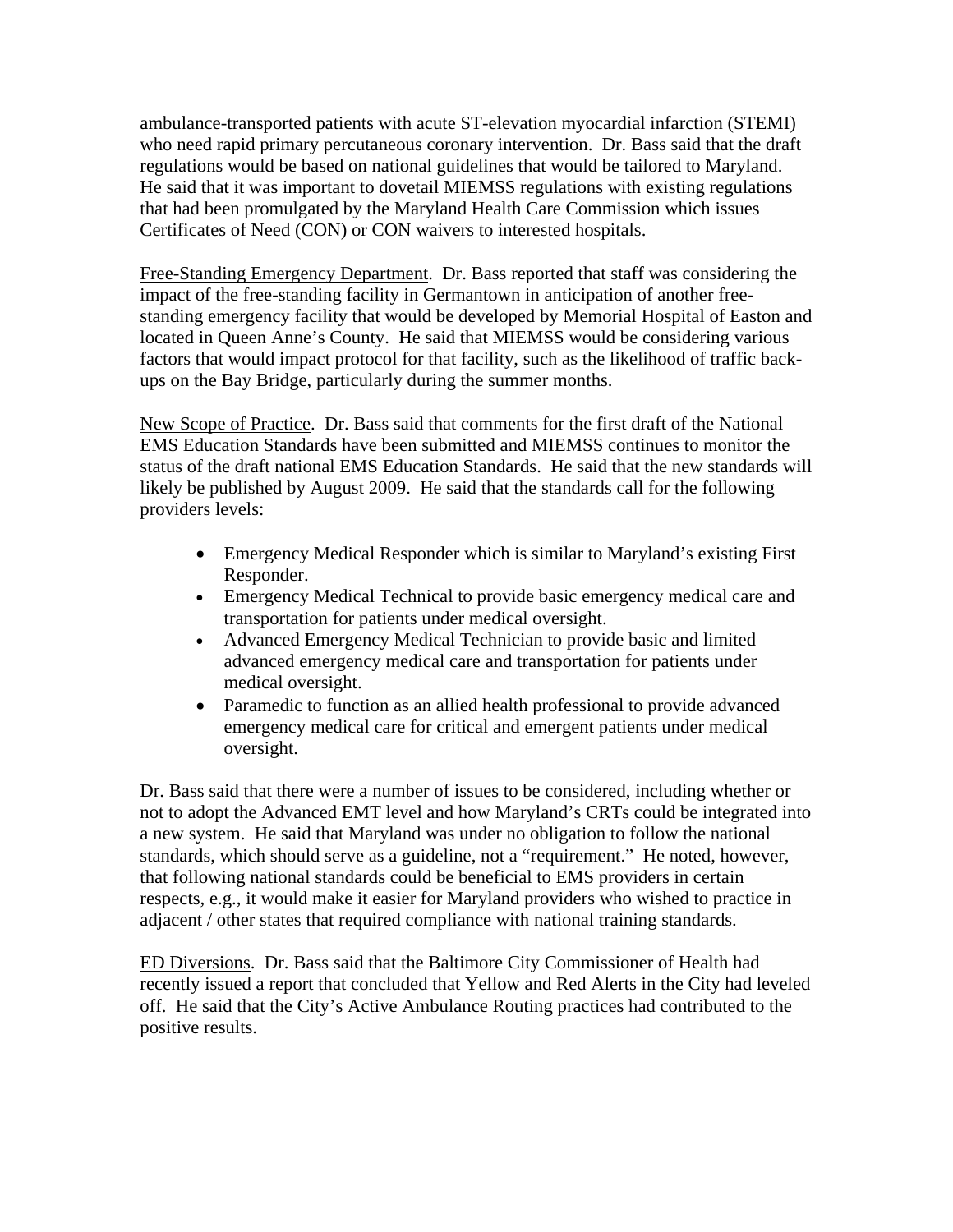ambulance-transported patients with acute ST-elevation myocardial infarction (STEMI) who need rapid primary percutaneous coronary intervention. Dr. Bass said that the draft regulations would be based on national guidelines that would be tailored to Maryland. He said that it was important to dovetail MIEMSS regulations with existing regulations that had been promulgated by the Maryland Health Care Commission which issues Certificates of Need (CON) or CON waivers to interested hospitals.

<u>Free-Standing Emergency Department</u>. Dr. Bass reported that staff was considering the impact of the free-standing facility in Germantown in anticipation of another free-standing emergency facility that would be developed by Memorial Hospital of Easton and located in Queen Anne's County. He said that MIEMSS would be considering various factors that would impact protocol for that facility, such as the likelihood of traffic back-ups on the Bay Bridge, particularly during the summer months.

<u>New Scope of Practice</u>. Dr. Bass said that comments for the first draft of the National EMS Education Standards have been submitted and MIEMSS continues to monitor the status of the draft national EMS Education Standards. He said that the new standards will likely be published by August 2009. He said that the standards call for the following providers levels:

- Emergency Medical Responder which is similar to Maryland's existing First Responder.
- Emergency Medical Technical to provide basic emergency medical care and transportation for patients under medical oversight.
- Advanced Emergency Medical Technician to provide basic and limited advanced emergency medical care and transportation for patients under medical oversight.
- Paramedic to function as an allied health professional to provide advanced emergency medical care for critical and emergent patients under medical oversight.

Dr. Bass said that there were a number of issues to be considered, including whether or not to adopt the Advanced EMT level and how Maryland's CRTs could be integrated into a new system. He said that Maryland was under no obligation to follow the national standards, which should serve as a guideline, not a "requirement." He noted, however, that following national standards could be beneficial to EMS providers in certain respects, e.g., it would make it easier for Maryland providers who wished to practice in adjacent / other states that required compliance with national training standards.

<u>ED Diversions</u>. Dr. Bass said that the Baltimore City Commissioner of Health had recently issued a report that concluded that Yellow and Red Alerts in the City had leveled off. He said that the City's Active Ambulance Routing practices had contributed to the positive results.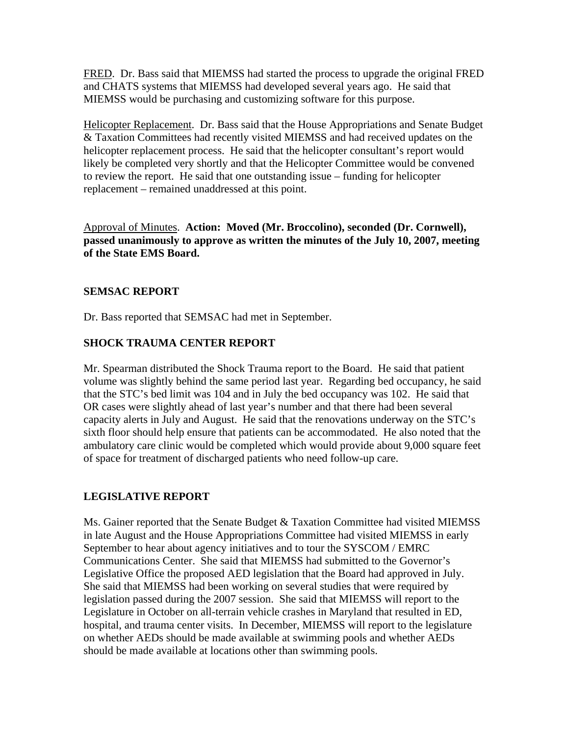FRED. Dr. Bass said that MIEMSS had started the process to upgrade the original FRED and CHATS systems that MIEMSS had developed several years ago. He said that MIEMSS would be purchasing and customizing software for this purpose.

Helicopter Replacement. Dr. Bass said that the House Appropriations and Senate Budget & Taxation Committees had recently visited MIEMSS and had received updates on the helicopter replacement process. He said that the helicopter consultant's report would likely be completed very shortly and that the Helicopter Committee would be convened to review the report. He said that one outstanding issue – funding for helicopter replacement – remained unaddressed at this point.

Approval of Minutes. **Action: Moved (Mr. Broccolino), seconded (Dr. Cornwell), passed unanimously to approve as written the minutes of the July 10, 2007, meeting of the State EMS Board.**

## SEMSAC REPORT

Dr. Bass reported that SEMSAC had met in September.

## SHOCK TRAUMA CENTER REPORT

Mr. Spearman distributed the Shock Trauma report to the Board. He said that patient volume was slightly behind the same period last year. Regarding bed occupancy, he said that the STC's bed limit was 104 and in July the bed occupancy was 102. He said that OR cases were slightly ahead of last year's number and that there had been several capacity alerts in July and August. He said that the renovations underway on the STC's sixth floor should help ensure that patients can be accommodated. He also noted that the ambulatory care clinic would be completed which would provide about 9,000 square feet of space for treatment of discharged patients who need follow-up care.

## LEGISLATIVE REPORT

Ms. Gainer reported that the Senate Budget & Taxation Committee had visited MIEMSS in late August and the House Appropriations Committee had visited MIEMSS in early September to hear about agency initiatives and to tour the SYSCOM / EMRC Communications Center. She said that MIEMSS had submitted to the Governor's Legislative Office the proposed AED legislation that the Board had approved in July. She said that MIEMSS had been working on several studies that were required by legislation passed during the 2007 session. She said that MIEMSS will report to the Legislature in October on all-terrain vehicle crashes in Maryland that resulted in ED, hospital, and trauma center visits. In December, MIEMSS will report to the legislature on whether AEDs should be made available at swimming pools and whether AEDs should be made available at locations other than swimming pools.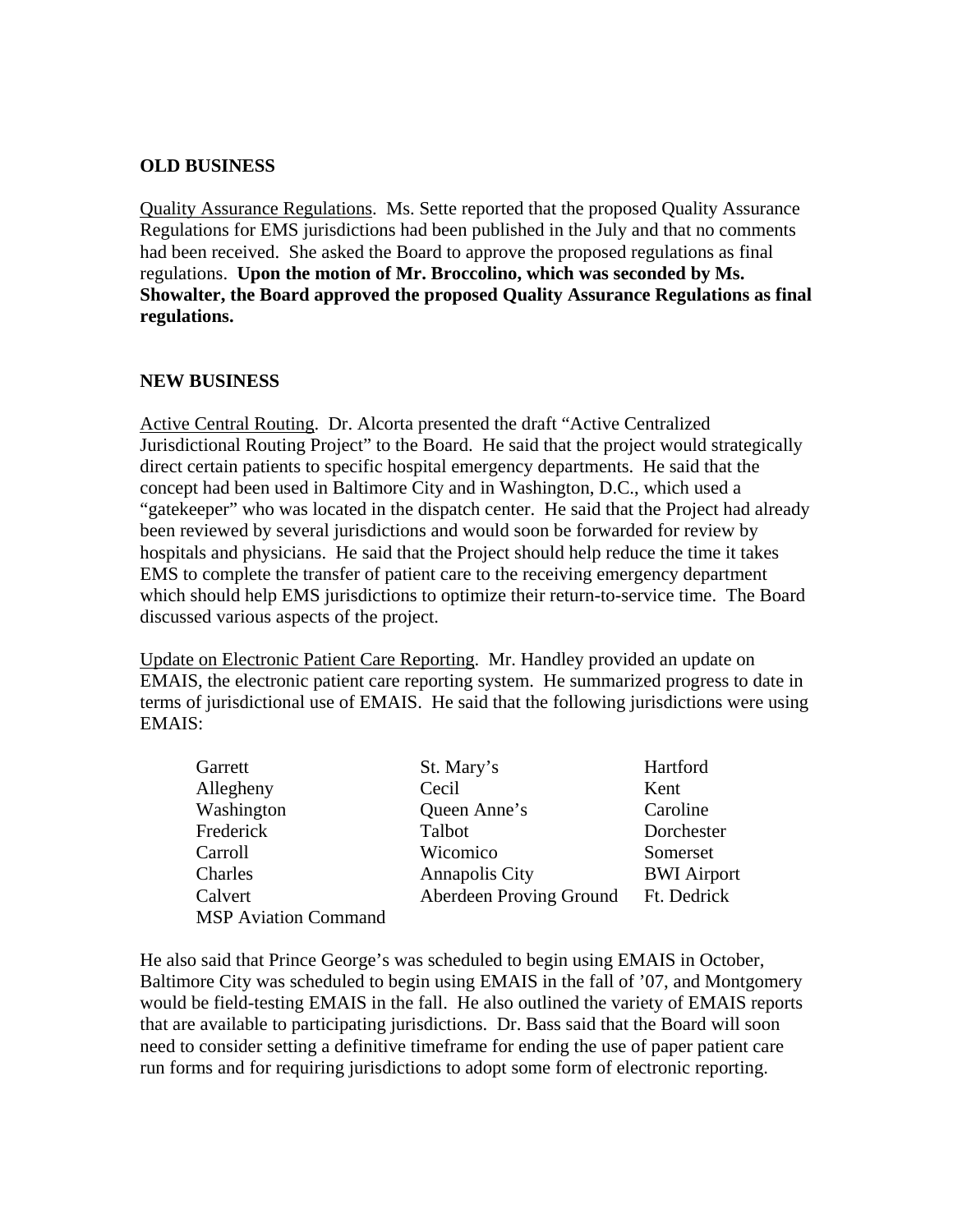**OLD BUSINESS**

Quality Assurance Regulations. Ms. Sette reported that the proposed Quality Assurance Regulations for EMS jurisdictions had been published in the July and that no comments had been received. She asked the Board to approve the proposed regulations as final regulations. **Upon the motion of Mr. Broccolino, which was seconded by Ms. Showalter, the Board approved the proposed Quality Assurance Regulations as final regulations.**

**NEW BUSINESS**

Active Central Routing. Dr. Alcorta presented the draft "Active Centralized Jurisdictional Routing Project" to the Board. He said that the project would strategically direct certain patients to specific hospital emergency departments. He said that the concept had been used in Baltimore City and in Washington, D.C., which used a "gatekeeper" who was located in the dispatch center. He said that the Project had already been reviewed by several jurisdictions and would soon be forwarded for review by hospitals and physicians. He said that the Project should help reduce the time it takes EMS to complete the transfer of patient care to the receiving emergency department which should help EMS jurisdictions to optimize their return-to-service time. The Board discussed various aspects of the project.

Update on Electronic Patient Care Reporting. Mr. Handley provided an update on EMAIS, the electronic patient care reporting system. He summarized progress to date in terms of jurisdictional use of EMAIS. He said that the following jurisdictions were using EMAIS:

| | | |
|---|---|---|
| Garrett | St. Mary's | Hartford |
| Allegheny | Cecil | Kent |
| Washington | Queen Anne's | Caroline |
| Frederick | Talbot | Dorchester |
| Carroll | Wicomico | Somerset |
| Charles | Annapolis City | BWI Airport |
| Calvert | Aberdeen Proving Ground | Ft. Dedrick |
| MSP Aviation Command | | |

He also said that Prince George's was scheduled to begin using EMAIS in October, Baltimore City was scheduled to begin using EMAIS in the fall of '07, and Montgomery would be field-testing EMAIS in the fall. He also outlined the variety of EMAIS reports that are available to participating jurisdictions. Dr. Bass said that the Board will soon need to consider setting a definitive timeframe for ending the use of paper patient care run forms and for requiring jurisdictions to adopt some form of electronic reporting.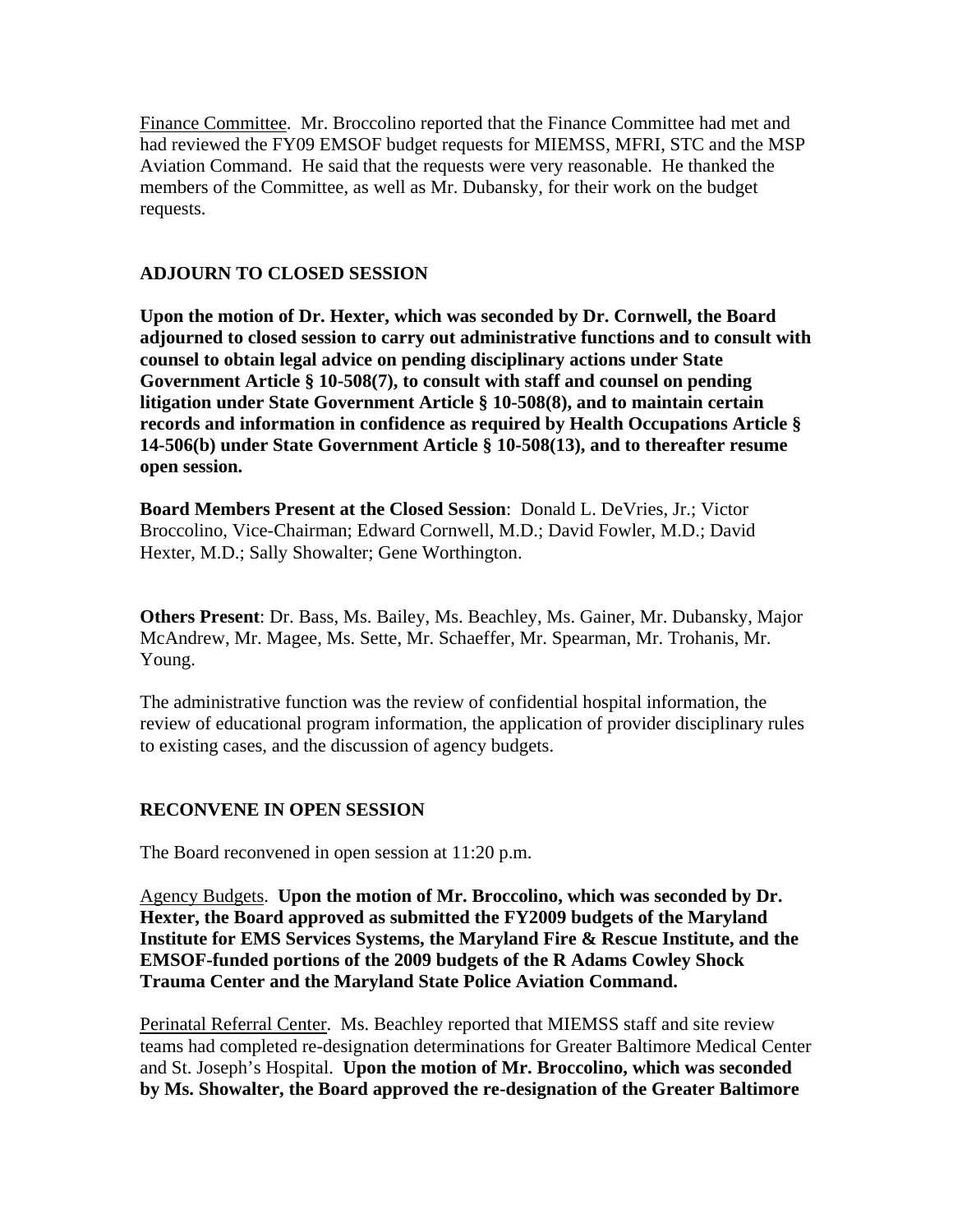Finance Committee. Mr. Broccolino reported that the Finance Committee had met and had reviewed the FY09 EMSOF budget requests for MIEMSS, MFRI, STC and the MSP Aviation Command. He said that the requests were very reasonable. He thanked the members of the Committee, as well as Mr. Dubansky, for their work on the budget requests.

## ADJOURN TO CLOSED SESSION

**Upon the motion of Dr. Hexter, which was seconded by Dr. Cornwell, the Board adjourned to closed session to carry out administrative functions and to consult with counsel to obtain legal advice on pending disciplinary actions under State Government Article § 10-508(7), to consult with staff and counsel on pending litigation under State Government Article § 10-508(8), and to maintain certain records and information in confidence as required by Health Occupations Article § 14-506(b) under State Government Article § 10-508(13), and to thereafter resume open session.**

**Board Members Present at the Closed Session**: Donald L. DeVries, Jr.; Victor Broccolino, Vice-Chairman; Edward Cornwell, M.D.; David Fowler, M.D.; David Hexter, M.D.; Sally Showalter; Gene Worthington.

**Others Present**: Dr. Bass, Ms. Bailey, Ms. Beachley, Ms. Gainer, Mr. Dubansky, Major McAndrew, Mr. Magee, Ms. Sette, Mr. Schaeffer, Mr. Spearman, Mr. Trohanis, Mr. Young.

The administrative function was the review of confidential hospital information, the review of educational program information, the application of provider disciplinary rules to existing cases, and the discussion of agency budgets.

## RECONVENE IN OPEN SESSION

The Board reconvened in open session at 11:20 p.m.

Agency Budgets. **Upon the motion of Mr. Broccolino, which was seconded by Dr. Hexter, the Board approved as submitted the FY2009 budgets of the Maryland Institute for EMS Services Systems, the Maryland Fire & Rescue Institute, and the EMSOF-funded portions of the 2009 budgets of the R Adams Cowley Shock Trauma Center and the Maryland State Police Aviation Command.**

Perinatal Referral Center. Ms. Beachley reported that MIEMSS staff and site review teams had completed re-designation determinations for Greater Baltimore Medical Center and St. Joseph's Hospital. **Upon the motion of Mr. Broccolino, which was seconded by Ms. Showalter, the Board approved the re-designation of the Greater Baltimore**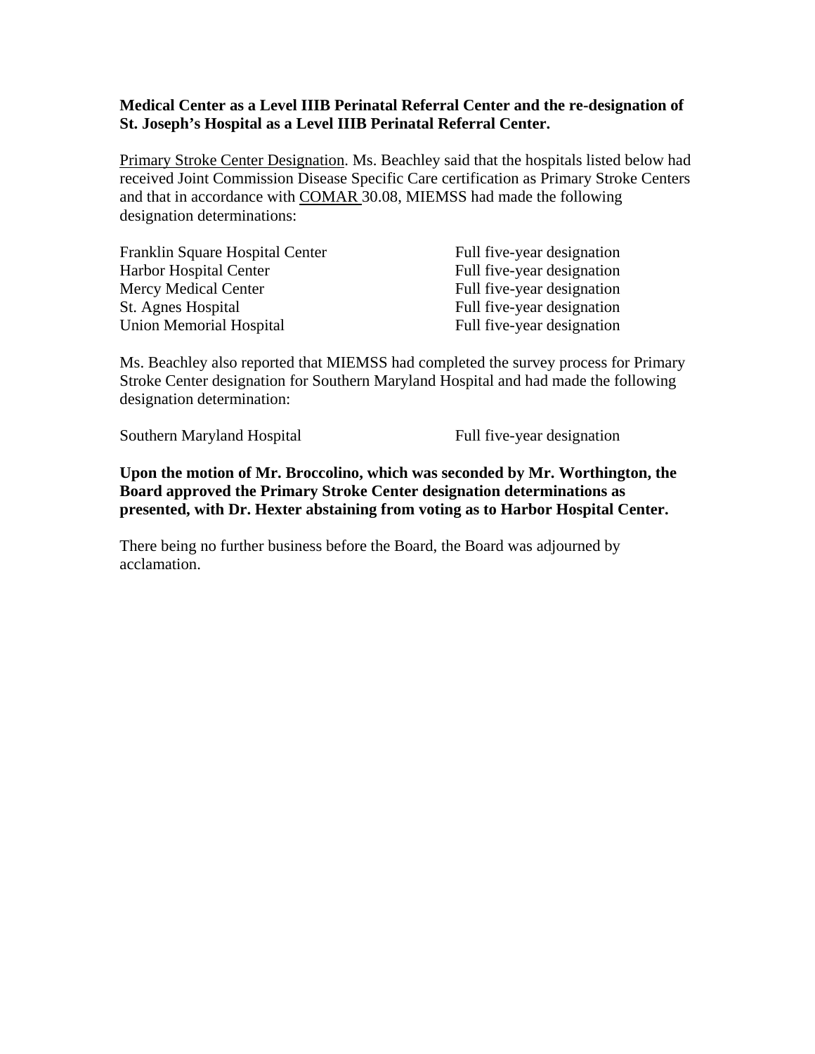**Medical Center as a Level IIIB Perinatal Referral Center and the re-designation of St. Joseph's Hospital as a Level IIIB Perinatal Referral Center.**

Primary Stroke Center Designation. Ms. Beachley said that the hospitals listed below had received Joint Commission Disease Specific Care certification as Primary Stroke Centers and that in accordance with COMAR 30.08, MIEMSS had made the following designation determinations:

| | |
|---|---|
| Franklin Square Hospital Center | Full five-year designation |
| Harbor Hospital Center | Full five-year designation |
| Mercy Medical Center | Full five-year designation |
| St. Agnes Hospital | Full five-year designation |
| Union Memorial Hospital | Full five-year designation |

Ms. Beachley also reported that MIEMSS had completed the survey process for Primary Stroke Center designation for Southern Maryland Hospital and had made the following designation determination:

| | |
|---|---|
| Southern Maryland Hospital | Full five-year designation |

**Upon the motion of Mr. Broccolino, which was seconded by Mr. Worthington, the Board approved the Primary Stroke Center designation determinations as presented, with Dr. Hexter abstaining from voting as to Harbor Hospital Center.**

There being no further business before the Board, the Board was adjourned by acclamation.